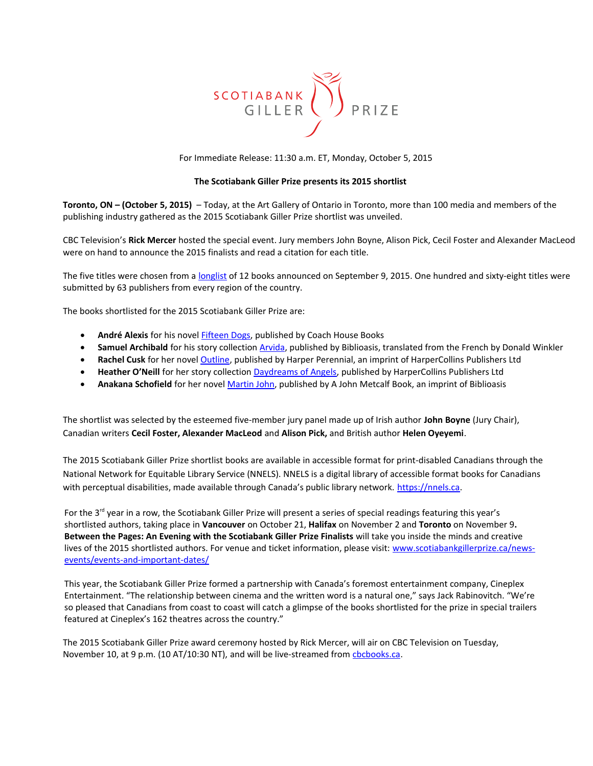SCOTIABANK GILLER PRIZE

For Immediate Release: 11:30 a.m. ET, Monday, October 5, 2015

**The Scotiabank Giller Prize presents its 2015 shortlist**

**Toronto, ON – (October 5, 2015)** – Today, at the Art Gallery of Ontario in Toronto, more than 100 media and members of the publishing industry gathered as the 2015 Scotiabank Giller Prize shortlist was unveiled.

CBC Television's **Rick Mercer** hosted the special event. Jury members John Boyne, Alison Pick, Cecil Foster and Alexander MacLeod were on hand to announce the 2015 finalists and read a citation for each title.

The five titles were chosen from a longlist of 12 books announced on September 9, 2015. One hundred and sixty-eight titles were submitted by 63 publishers from every region of the country.

The books shortlisted for the 2015 Scotiabank Giller Prize are:

- **André Alexis** for his novel Fifteen Dogs, published by Coach House Books
- **Samuel Archibald** for his story collection Arvida, published by Biblioasis, translated from the French by Donald Winkler
- **Rachel Cusk** for her novel Outline, published by Harper Perennial, an imprint of HarperCollins Publishers Ltd
- **Heather O'Neill** for her story collection Daydreams of Angels, published by HarperCollins Publishers Ltd
- **Anakana Schofield** for her novel Martin John, published by A John Metcalf Book, an imprint of Biblioasis

The shortlist was selected by the esteemed five-member jury panel made up of Irish author **John Boyne** (Jury Chair), Canadian writers **Cecil Foster, Alexander MacLeod** and **Alison Pick,** and British author **Helen Oyeyemi**.

The 2015 Scotiabank Giller Prize shortlist books are available in accessible format for print-disabled Canadians through the National Network for Equitable Library Service (NNELS). NNELS is a digital library of accessible format books for Canadians with perceptual disabilities, made available through Canada's public library network. https://nnels.ca.

For the 3rd year in a row, the Scotiabank Giller Prize will present a series of special readings featuring this year's shortlisted authors, taking place in **Vancouver** on October 21, **Halifax** on November 2 and **Toronto** on November 9**. Between the Pages: An Evening with the Scotiabank Giller Prize Finalists** will take you inside the minds and creative lives of the 2015 shortlisted authors. For venue and ticket information, please visit: www.scotiabankgillerprize.ca/news-events/events-and-important-dates/

This year, the Scotiabank Giller Prize formed a partnership with Canada's foremost entertainment company, Cineplex Entertainment. "The relationship between cinema and the written word is a natural one," says Jack Rabinovitch. "We're so pleased that Canadians from coast to coast will catch a glimpse of the books shortlisted for the prize in special trailers featured at Cineplex's 162 theatres across the country."

The 2015 Scotiabank Giller Prize award ceremony hosted by Rick Mercer, will air on CBC Television on Tuesday, November 10, at 9 p.m. (10 AT/10:30 NT), and will be live-streamed from cbcbooks.ca.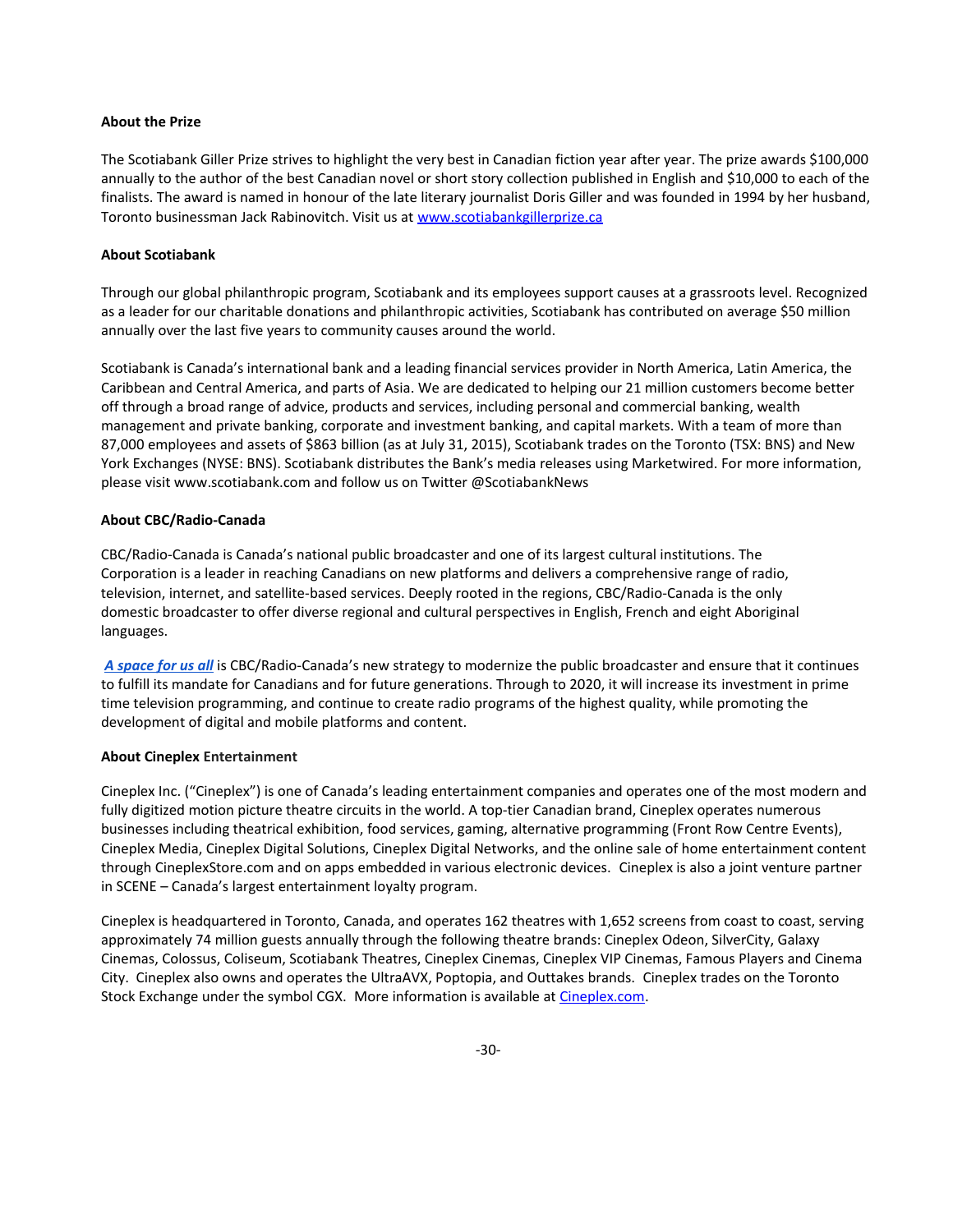**About the Prize**

The Scotiabank Giller Prize strives to highlight the very best in Canadian fiction year after year. The prize awards $100,000 annually to the author of the best Canadian novel or short story collection published in English and $10,000 to each of the finalists. The award is named in honour of the late literary journalist Doris Giller and was founded in 1994 by her husband, Toronto businessman Jack Rabinovitch. Visit us at [www.scotiabankgillerprize.ca](http://www.scotiabankgillerprize.ca)

**About Scotiabank**

Through our global philanthropic program, Scotiabank and its employees support causes at a grassroots level. Recognized as a leader for our charitable donations and philanthropic activities, Scotiabank has contributed on average $50 million annually over the last five years to community causes around the world.

Scotiabank is Canada's international bank and a leading financial services provider in North America, Latin America, the Caribbean and Central America, and parts of Asia. We are dedicated to helping our 21 million customers become better off through a broad range of advice, products and services, including personal and commercial banking, wealth management and private banking, corporate and investment banking, and capital markets. With a team of more than 87,000 employees and assets of $863 billion (as at July 31, 2015), Scotiabank trades on the Toronto (TSX: BNS) and New York Exchanges (NYSE: BNS). Scotiabank distributes the Bank's media releases using Marketwired. For more information, please visit www.scotiabank.com and follow us on Twitter @ScotiabankNews

**About CBC/Radio-Canada**

CBC/Radio-Canada is Canada's national public broadcaster and one of its largest cultural institutions. The Corporation is a leader in reaching Canadians on new platforms and delivers a comprehensive range of radio, television, internet, and satellite-based services. Deeply rooted in the regions, CBC/Radio-Canada is the only domestic broadcaster to offer diverse regional and cultural perspectives in English, French and eight Aboriginal languages.

***A space for us all*** is CBC/Radio-Canada's new strategy to modernize the public broadcaster and ensure that it continues to fulfill its mandate for Canadians and for future generations. Through to 2020, it will increase its investment in prime time television programming, and continue to create radio programs of the highest quality, while promoting the development of digital and mobile platforms and content.

**About Cineplex Entertainment**

Cineplex Inc. ("Cineplex") is one of Canada's leading entertainment companies and operates one of the most modern and fully digitized motion picture theatre circuits in the world. A top-tier Canadian brand, Cineplex operates numerous businesses including theatrical exhibition, food services, gaming, alternative programming (Front Row Centre Events), Cineplex Media, Cineplex Digital Solutions, Cineplex Digital Networks, and the online sale of home entertainment content through CineplexStore.com and on apps embedded in various electronic devices. Cineplex is also a joint venture partner in SCENE – Canada's largest entertainment loyalty program.

Cineplex is headquartered in Toronto, Canada, and operates 162 theatres with 1,652 screens from coast to coast, serving approximately 74 million guests annually through the following theatre brands: Cineplex Odeon, SilverCity, Galaxy Cinemas, Colossus, Coliseum, Scotiabank Theatres, Cineplex Cinemas, Cineplex VIP Cinemas, Famous Players and Cinema City. Cineplex also owns and operates the UltraAVX, Poptopia, and Outtakes brands. Cineplex trades on the Toronto Stock Exchange under the symbol CGX. More information is available at [Cineplex.com](http://Cineplex.com).

-30-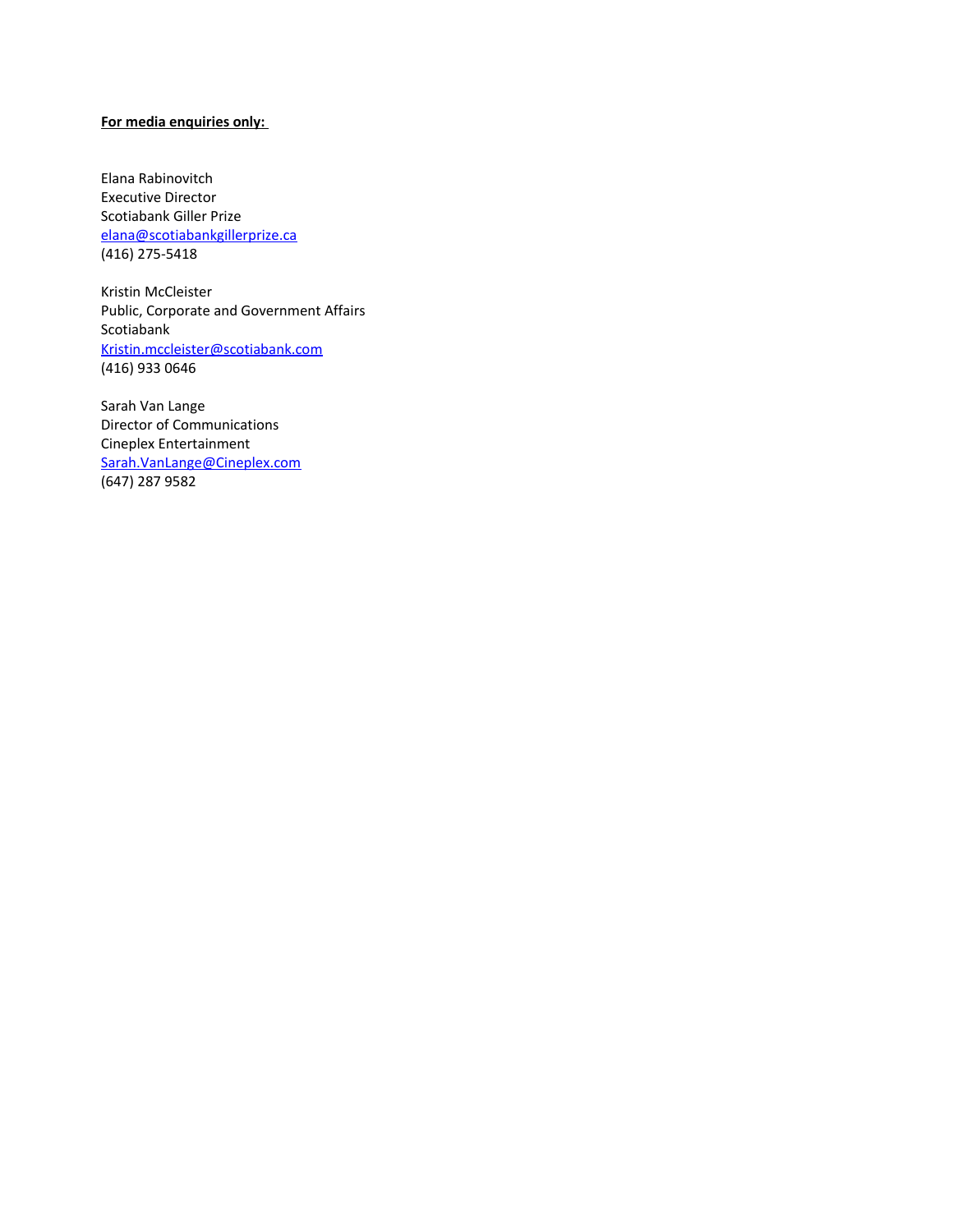**For media enquiries only:**

Elana Rabinovitch
Executive Director
Scotiabank Giller Prize
elana@scotiabankgillerprize.ca
(416) 275-5418

Kristin McCleister
Public, Corporate and Government Affairs
Scotiabank
Kristin.mccleister@scotiabank.com
(416) 933 0646

Sarah Van Lange
Director of Communications
Cineplex Entertainment
Sarah.VanLange@Cineplex.com
(647) 287 9582